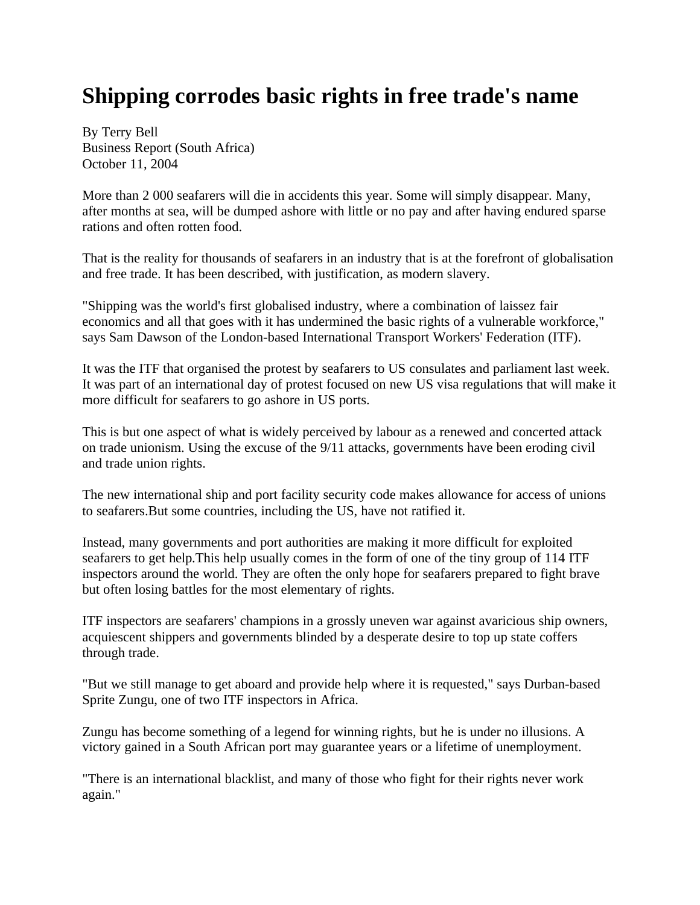# Shipping corrodes basic rights in free trade's name

By Terry Bell
Business Report (South Africa)
October 11, 2004

More than 2 000 seafarers will die in accidents this year. Some will simply disappear. Many, after months at sea, will be dumped ashore with little or no pay and after having endured sparse rations and often rotten food.

That is the reality for thousands of seafarers in an industry that is at the forefront of globalisation and free trade. It has been described, with justification, as modern slavery.

"Shipping was the world's first globalised industry, where a combination of laissez fair economics and all that goes with it has undermined the basic rights of a vulnerable workforce," says Sam Dawson of the London-based International Transport Workers' Federation (ITF).

It was the ITF that organised the protest by seafarers to US consulates and parliament last week. It was part of an international day of protest focused on new US visa regulations that will make it more difficult for seafarers to go ashore in US ports.

This is but one aspect of what is widely perceived by labour as a renewed and concerted attack on trade unionism. Using the excuse of the 9/11 attacks, governments have been eroding civil and trade union rights.

The new international ship and port facility security code makes allowance for access of unions to seafarers.But some countries, including the US, have not ratified it.

Instead, many governments and port authorities are making it more difficult for exploited seafarers to get help.This help usually comes in the form of one of the tiny group of 114 ITF inspectors around the world. They are often the only hope for seafarers prepared to fight brave but often losing battles for the most elementary of rights.

ITF inspectors are seafarers' champions in a grossly uneven war against avaricious ship owners, acquiescent shippers and governments blinded by a desperate desire to top up state coffers through trade.

"But we still manage to get aboard and provide help where it is requested," says Durban-based Sprite Zungu, one of two ITF inspectors in Africa.

Zungu has become something of a legend for winning rights, but he is under no illusions. A victory gained in a South African port may guarantee years or a lifetime of unemployment.

"There is an international blacklist, and many of those who fight for their rights never work again."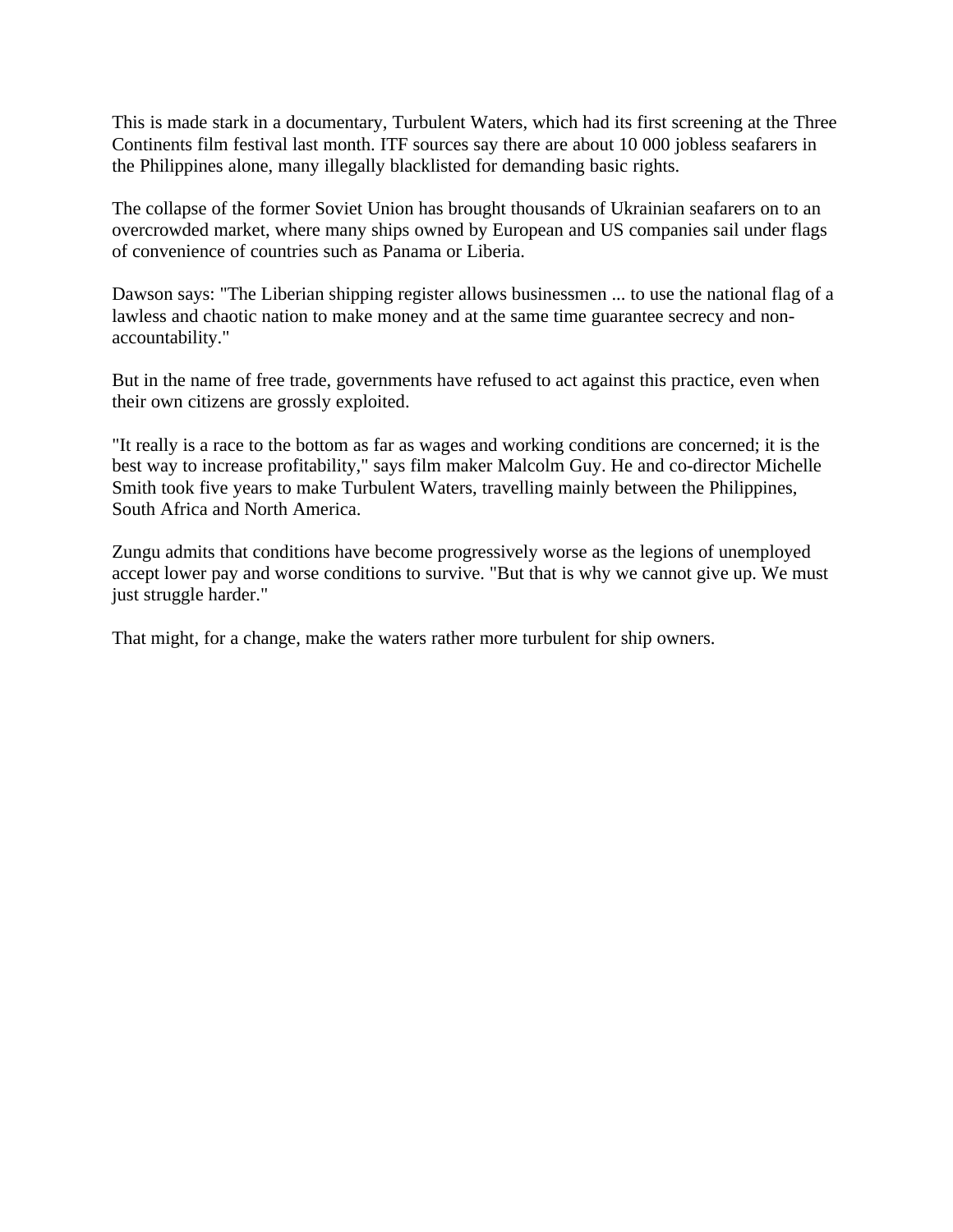This is made stark in a documentary, Turbulent Waters, which had its first screening at the Three Continents film festival last month. ITF sources say there are about 10 000 jobless seafarers in the Philippines alone, many illegally blacklisted for demanding basic rights.

The collapse of the former Soviet Union has brought thousands of Ukrainian seafarers on to an overcrowded market, where many ships owned by European and US companies sail under flags of convenience of countries such as Panama or Liberia.

Dawson says: "The Liberian shipping register allows businessmen ... to use the national flag of a lawless and chaotic nation to make money and at the same time guarantee secrecy and non-accountability."

But in the name of free trade, governments have refused to act against this practice, even when their own citizens are grossly exploited.

"It really is a race to the bottom as far as wages and working conditions are concerned; it is the best way to increase profitability," says film maker Malcolm Guy. He and co-director Michelle Smith took five years to make Turbulent Waters, travelling mainly between the Philippines, South Africa and North America.

Zungu admits that conditions have become progressively worse as the legions of unemployed accept lower pay and worse conditions to survive. "But that is why we cannot give up. We must just struggle harder."

That might, for a change, make the waters rather more turbulent for ship owners.